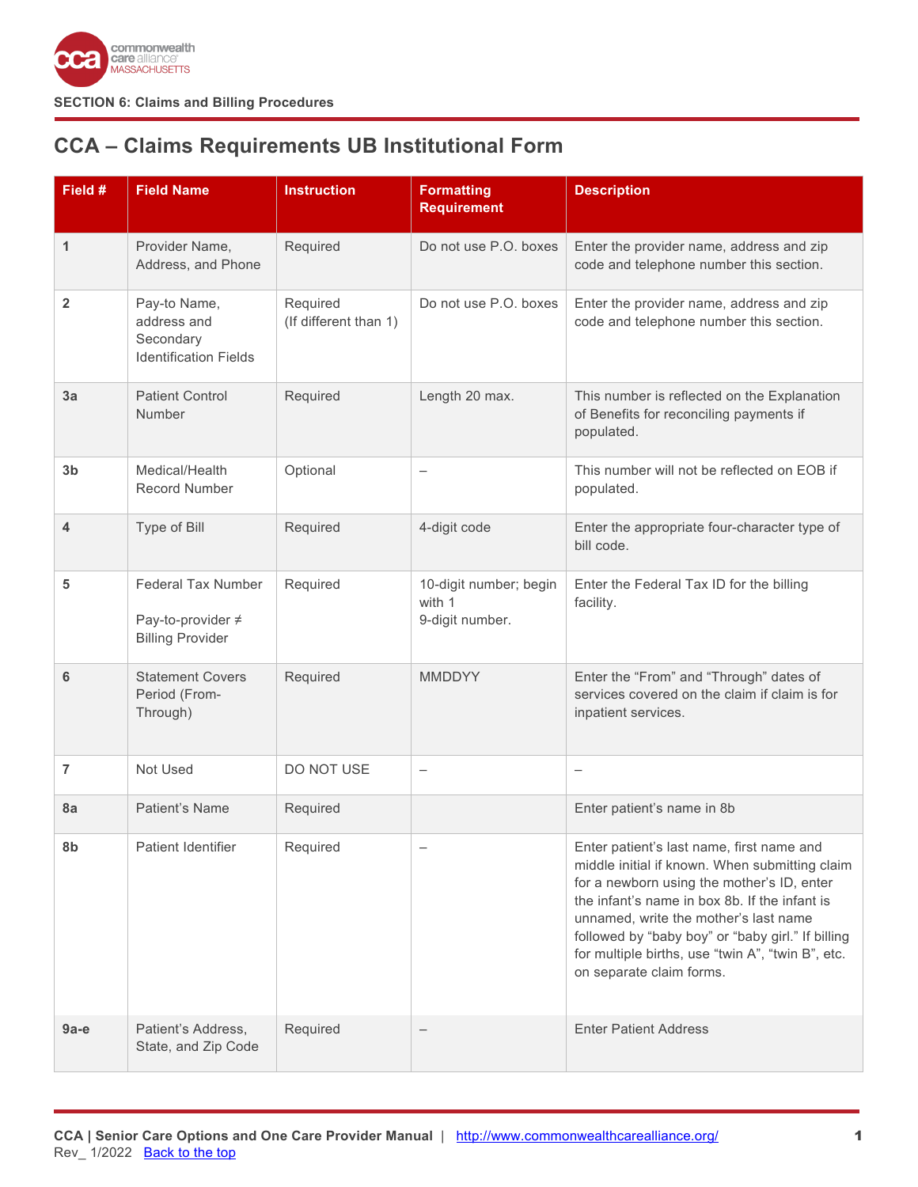**SECTION 6: Claims and Billing Procedures**

# CCA – Claims Requirements UB Institutional Form

| Field # | Field Name | Instruction | Formatting Requirement | Description |
|---|---|---|---|---|
| 1 | Provider Name, Address, and Phone | Required | Do not use P.O. boxes | Enter the provider name, address and zip code and telephone number this section. |
| 2 | Pay-to Name, address and Secondary Identification Fields | Required (If different than 1) | Do not use P.O. boxes | Enter the provider name, address and zip code and telephone number this section. |
| 3a | Patient Control Number | Required | Length 20 max. | This number is reflected on the Explanation of Benefits for reconciling payments if populated. |
| 3b | Medical/Health Record Number | Optional | – | This number will not be reflected on EOB if populated. |
| 4 | Type of Bill | Required | 4-digit code | Enter the appropriate four-character type of bill code. |
| 5 | Federal Tax Number<br><br>Pay-to-provider ≠ Billing Provider | Required | 10-digit number; begin with 1<br>9-digit number. | Enter the Federal Tax ID for the billing facility. |
| 6 | Statement Covers Period (From-Through) | Required | MMDDYY | Enter the "From" and "Through" dates of services covered on the claim if claim is for inpatient services. |
| 7 | Not Used | DO NOT USE | – | – |
| 8a | Patient's Name | Required | | Enter patient's name in 8b |
| 8b | Patient Identifier | Required | – | Enter patient's last name, first name and middle initial if known. When submitting claim for a newborn using the mother's ID, enter the infant's name in box 8b. If the infant is unnamed, write the mother's last name followed by "baby boy" or "baby girl." If billing for multiple births, use "twin A", "twin B", etc. on separate claim forms. |
| 9a-e | Patient's Address, State, and Zip Code | Required | – | Enter Patient Address |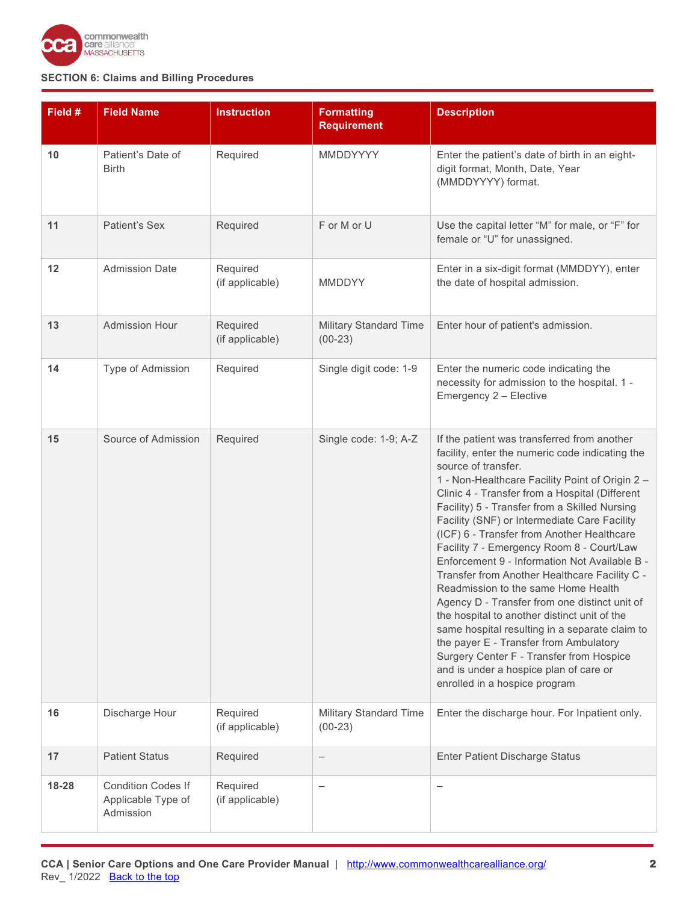**SECTION 6: Claims and Billing Procedures**

| Field # | Field Name | Instruction | Formatting Requirement | Description |
|---|---|---|---|---|
| 10 | Patient's Date of Birth | Required | MMDDYYYY | Enter the patient's date of birth in an eight-digit format, Month, Date, Year (MMDDYYYY) format. |
| 11 | Patient's Sex | Required | F or M or U | Use the capital letter "M" for male, or "F" for female or "U" for unassigned. |
| 12 | Admission Date | Required (if applicable) | MMDDYY | Enter in a six-digit format (MMDDYY), enter the date of hospital admission. |
| 13 | Admission Hour | Required (if applicable) | Military Standard Time (00-23) | Enter hour of patient's admission. |
| 14 | Type of Admission | Required | Single digit code: 1-9 | Enter the numeric code indicating the necessity for admission to the hospital. 1 - Emergency 2 – Elective |
| 15 | Source of Admission | Required | Single code: 1-9; A-Z | If the patient was transferred from another facility, enter the numeric code indicating the source of transfer. 1 - Non-Healthcare Facility Point of Origin 2 – Clinic 4 - Transfer from a Hospital (Different Facility) 5 - Transfer from a Skilled Nursing Facility (SNF) or Intermediate Care Facility (ICF) 6 - Transfer from Another Healthcare Facility 7 - Emergency Room 8 - Court/Law Enforcement 9 - Information Not Available B - Transfer from Another Healthcare Facility C - Readmission to the same Home Health Agency D - Transfer from one distinct unit of the hospital to another distinct unit of the same hospital resulting in a separate claim to the payer E - Transfer from Ambulatory Surgery Center F - Transfer from Hospice and is under a hospice plan of care or enrolled in a hospice program |
| 16 | Discharge Hour | Required (if applicable) | Military Standard Time (00-23) | Enter the discharge hour. For Inpatient only. |
| 17 | Patient Status | Required | – | Enter Patient Discharge Status |
| 18-28 | Condition Codes If Applicable Type of Admission | Required (if applicable) | – | – |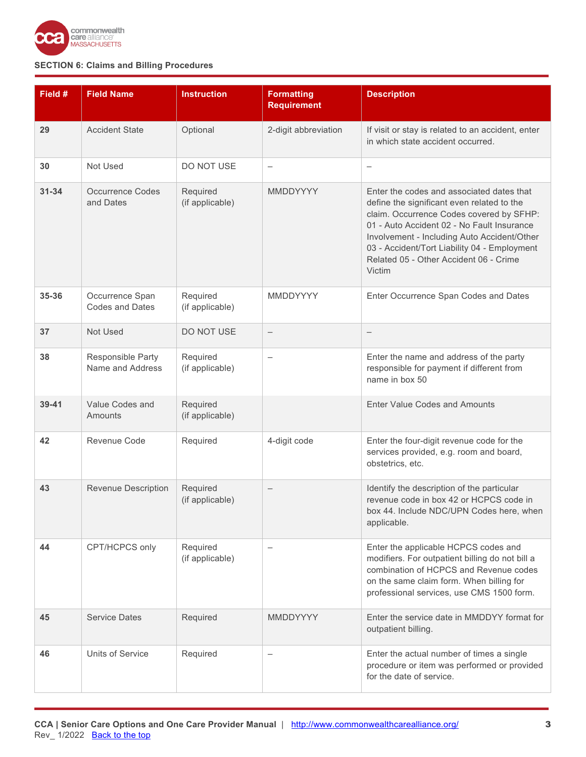**SECTION 6: Claims and Billing Procedures**

| Field # | Field Name | Instruction | Formatting Requirement | Description |
|---|---|---|---|---|
| **29** | Accident State | Optional | 2-digit abbreviation | If visit or stay is related to an accident, enter in which state accident occurred. |
| **30** | Not Used | DO NOT USE | – | – |
| **31-34** | Occurrence Codes and Dates | Required (if applicable) | MMDDYYYY | Enter the codes and associated dates that define the significant even related to the claim. Occurrence Codes covered by SFHP: 01 - Auto Accident 02 - No Fault Insurance Involvement - Including Auto Accident/Other 03 - Accident/Tort Liability 04 - Employment Related 05 - Other Accident 06 - Crime Victim |
| **35-36** | Occurrence Span Codes and Dates | Required (if applicable) | MMDDYYYY | Enter Occurrence Span Codes and Dates |
| **37** | Not Used | DO NOT USE | – | – |
| **38** | Responsible Party Name and Address | Required (if applicable) | – | Enter the name and address of the party responsible for payment if different from name in box 50 |
| **39-41** | Value Codes and Amounts | Required (if applicable) | | Enter Value Codes and Amounts |
| **42** | Revenue Code | Required | 4-digit code | Enter the four-digit revenue code for the services provided, e.g. room and board, obstetrics, etc. |
| **43** | Revenue Description | Required (if applicable) | – | Identify the description of the particular revenue code in box 42 or HCPCS code in box 44. Include NDC/UPN Codes here, when applicable. |
| **44** | CPT/HCPCS only | Required (if applicable) | – | Enter the applicable HCPCS codes and modifiers. For outpatient billing do not bill a combination of HCPCS and Revenue codes on the same claim form. When billing for professional services, use CMS 1500 form. |
| **45** | Service Dates | Required | MMDDYYYY | Enter the service date in MMDDYY format for outpatient billing. |
| **46** | Units of Service | Required | – | Enter the actual number of times a single procedure or item was performed or provided for the date of service. |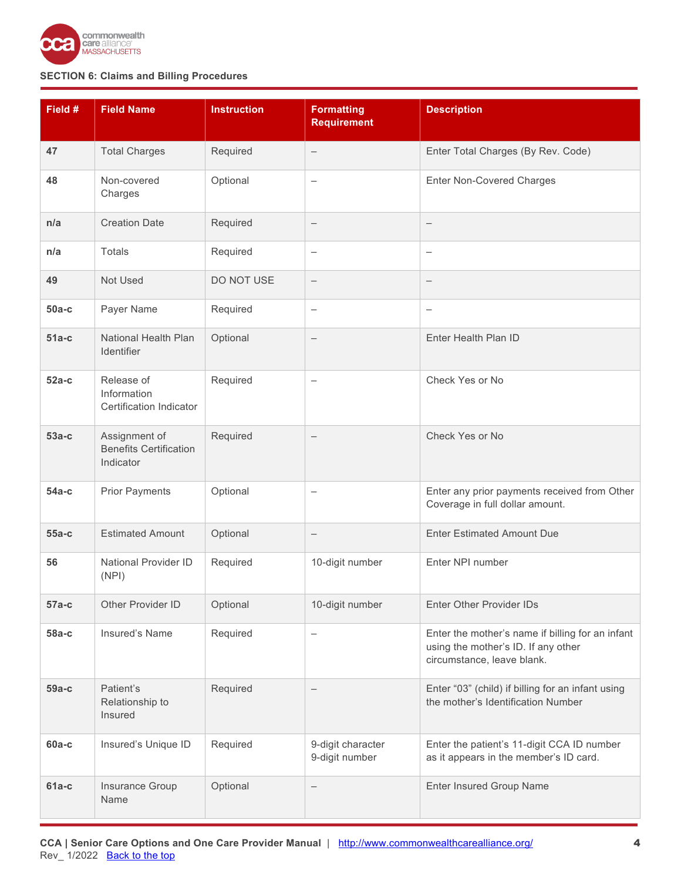**SECTION 6: Claims and Billing Procedures**

| Field # | Field Name | Instruction | Formatting Requirement | Description |
|---|---|---|---|---|
| **47** | Total Charges | Required | – | Enter Total Charges (By Rev. Code) |
| **48** | Non-covered Charges | Optional | – | Enter Non-Covered Charges |
| **n/a** | Creation Date | Required | – | – |
| **n/a** | Totals | Required | – | – |
| **49** | Not Used | DO NOT USE | – | – |
| **50a-c** | Payer Name | Required | – | – |
| **51a-c** | National Health Plan Identifier | Optional | – | Enter Health Plan ID |
| **52a-c** | Release of Information Certification Indicator | Required | – | Check Yes or No |
| **53a-c** | Assignment of Benefits Certification Indicator | Required | – | Check Yes or No |
| **54a-c** | Prior Payments | Optional | – | Enter any prior payments received from Other Coverage in full dollar amount. |
| **55a-c** | Estimated Amount | Optional | – | Enter Estimated Amount Due |
| **56** | National Provider ID (NPI) | Required | 10-digit number | Enter NPI number |
| **57a-c** | Other Provider ID | Optional | 10-digit number | Enter Other Provider IDs |
| **58a-c** | Insured's Name | Required | – | Enter the mother's name if billing for an infant using the mother's ID. If any other circumstance, leave blank. |
| **59a-c** | Patient's Relationship to Insured | Required | – | Enter "03" (child) if billing for an infant using the mother's Identification Number |
| **60a-c** | Insured's Unique ID | Required | 9-digit character 9-digit number | Enter the patient's 11-digit CCA ID number as it appears in the member's ID card. |
| **61a-c** | Insurance Group Name | Optional | – | Enter Insured Group Name |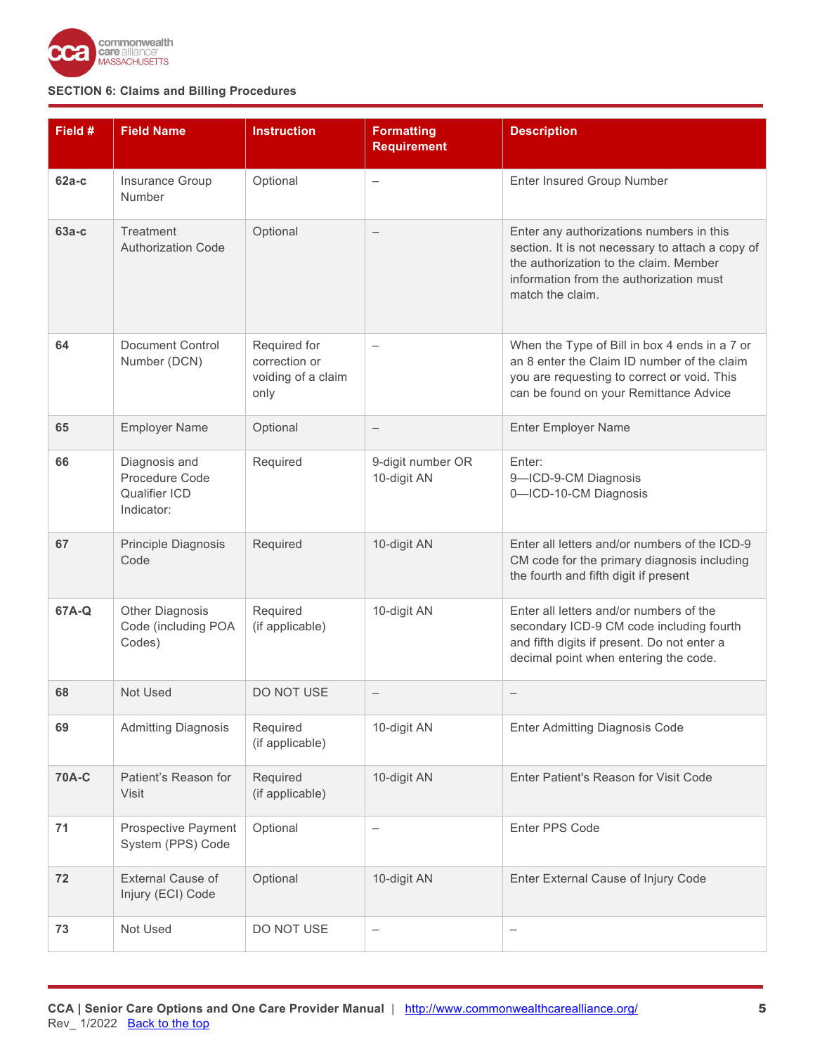## SECTION 6: Claims and Billing Procedures

| Field # | Field Name | Instruction | Formatting Requirement | Description |
|---|---|---|---|---|
| **62a-c** | Insurance Group Number | Optional | – | Enter Insured Group Number |
| **63a-c** | Treatment Authorization Code | Optional | – | Enter any authorizations numbers in this section. It is not necessary to attach a copy of the authorization to the claim. Member information from the authorization must match the claim. |
| **64** | Document Control Number (DCN) | Required for correction or voiding of a claim only | – | When the Type of Bill in box 4 ends in a 7 or an 8 enter the Claim ID number of the claim you are requesting to correct or void. This can be found on your Remittance Advice |
| **65** | Employer Name | Optional | – | Enter Employer Name |
| **66** | Diagnosis and Procedure Code Qualifier ICD Indicator: | Required | 9-digit number OR 10-digit AN | Enter:<br>9—ICD-9-CM Diagnosis<br>0—ICD-10-CM Diagnosis |
| **67** | Principle Diagnosis Code | Required | 10-digit AN | Enter all letters and/or numbers of the ICD-9 CM code for the primary diagnosis including the fourth and fifth digit if present |
| **67A-Q** | Other Diagnosis Code (including POA Codes) | Required (if applicable) | 10-digit AN | Enter all letters and/or numbers of the secondary ICD-9 CM code including fourth and fifth digits if present. Do not enter a decimal point when entering the code. |
| **68** | Not Used | DO NOT USE | – | – |
| **69** | Admitting Diagnosis | Required (if applicable) | 10-digit AN | Enter Admitting Diagnosis Code |
| **70A-C** | Patient's Reason for Visit | Required (if applicable) | 10-digit AN | Enter Patient's Reason for Visit Code |
| **71** | Prospective Payment System (PPS) Code | Optional | – | Enter PPS Code |
| **72** | External Cause of Injury (ECI) Code | Optional | 10-digit AN | Enter External Cause of Injury Code |
| **73** | Not Used | DO NOT USE | – | – |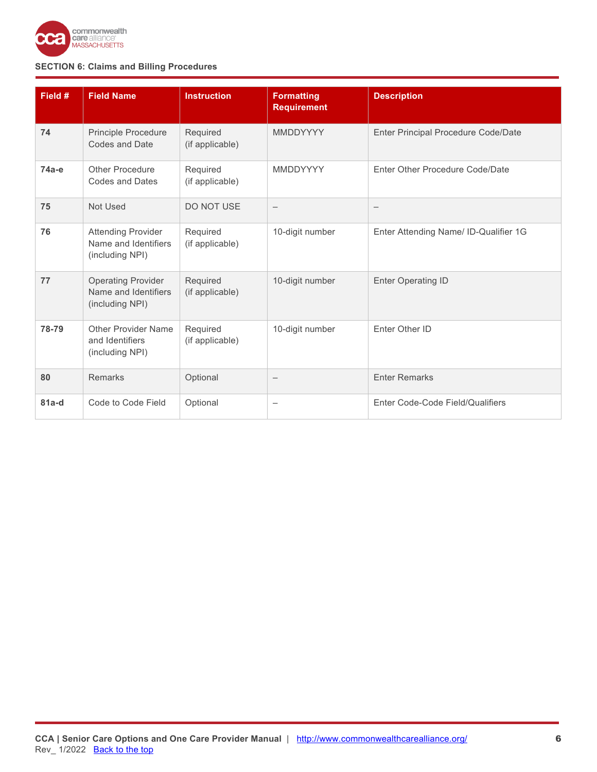SECTION 6: Claims and Billing Procedures

| Field # | Field Name | Instruction | Formatting Requirement | Description |
|---|---|---|---|---|
| **74** | Principle Procedure Codes and Date | Required (if applicable) | MMDDYYYY | Enter Principal Procedure Code/Date |
| **74a-e** | Other Procedure Codes and Dates | Required (if applicable) | MMDDYYYY | Enter Other Procedure Code/Date |
| **75** | Not Used | DO NOT USE | – | – |
| **76** | Attending Provider Name and Identifiers (including NPI) | Required (if applicable) | 10-digit number | Enter Attending Name/ ID-Qualifier 1G |
| **77** | Operating Provider Name and Identifiers (including NPI) | Required (if applicable) | 10-digit number | Enter Operating ID |
| **78-79** | Other Provider Name and Identifiers (including NPI) | Required (if applicable) | 10-digit number | Enter Other ID |
| **80** | Remarks | Optional | – | Enter Remarks |
| **81a-d** | Code to Code Field | Optional | – | Enter Code-Code Field/Qualifiers |